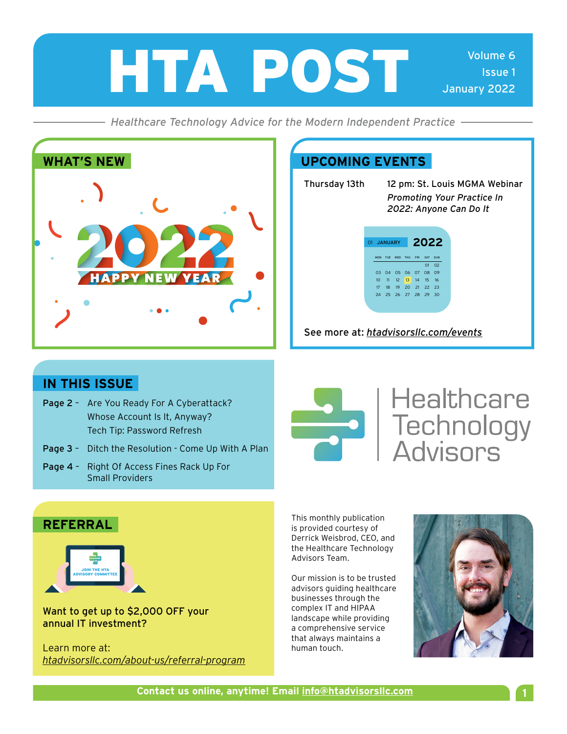# HTA POST

Volume 6
Issue 1
January 2022

*Healthcare Technology Advice for the Modern Independent Practice*

## WHAT'S NEW

2022 HAPPY NEW YEAR

## UPCOMING EVENTS

Thursday 13th — 12 pm: St. Louis MGMA Webinar
*Promoting Your Practice In 2022: Anyone Can Do It*

See more at: *htadvisorsllc.com/events*

## IN THIS ISSUE

**Page 2** - Are You Ready For A Cyberattack?
Whose Account Is It, Anyway?
Tech Tip: Password Refresh

**Page 3** - Ditch the Resolution - Come Up With A Plan

**Page 4** - Right Of Access Fines Rack Up For Small Providers

Healthcare Technology Advisors

## REFERRAL

JOIN THE HTA ADVISORY COMMITTEE

**Want to get up to $2,000 OFF your annual IT investment?**

Learn more at:
*htadvisorsllc.com/about-us/referral-program*

This monthly publication is provided courtesy of Derrick Weisbrod, CEO, and the Healthcare Technology Advisors Team.

Our mission is to be trusted advisors guiding healthcare businesses through the complex IT and HIPAA landscape while providing a comprehensive service that always maintains a human touch.

**Contact us online, anytime! Email info@htadvisorsllc.com**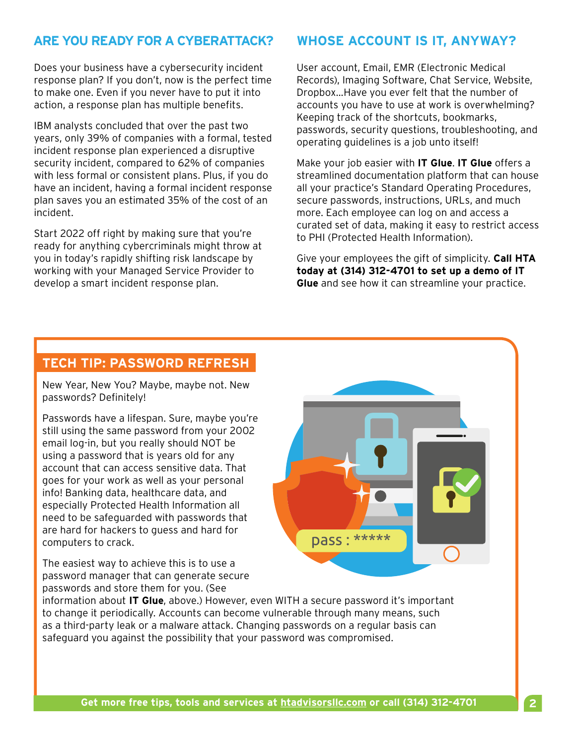## ARE YOU READY FOR A CYBERATTACK?

Does your business have a cybersecurity incident response plan? If you don't, now is the perfect time to make one. Even if you never have to put it into action, a response plan has multiple benefits.

IBM analysts concluded that over the past two years, only 39% of companies with a formal, tested incident response plan experienced a disruptive security incident, compared to 62% of companies with less formal or consistent plans. Plus, if you do have an incident, having a formal incident response plan saves you an estimated 35% of the cost of an incident.

Start 2022 off right by making sure that you're ready for anything cybercriminals might throw at you in today's rapidly shifting risk landscape by working with your Managed Service Provider to develop a smart incident response plan.

## WHOSE ACCOUNT IS IT, ANYWAY?

User account, Email, EMR (Electronic Medical Records), Imaging Software, Chat Service, Website, Dropbox…Have you ever felt that the number of accounts you have to use at work is overwhelming? Keeping track of the shortcuts, bookmarks, passwords, security questions, troubleshooting, and operating guidelines is a job unto itself!

Make your job easier with **IT Glue**. **IT Glue** offers a streamlined documentation platform that can house all your practice's Standard Operating Procedures, secure passwords, instructions, URLs, and much more. Each employee can log on and access a curated set of data, making it easy to restrict access to PHI (Protected Health Information).

Give your employees the gift of simplicity. **Call HTA today at (314) 312-4701 to set up a demo of IT Glue** and see how it can streamline your practice.

## TECH TIP: PASSWORD REFRESH

New Year, New You? Maybe, maybe not. New passwords? Definitely!

Passwords have a lifespan. Sure, maybe you're still using the same password from your 2002 email log-in, but you really should NOT be using a password that is years old for any account that can access sensitive data. That goes for your work as well as your personal info! Banking data, healthcare data, and especially Protected Health Information all need to be safeguarded with passwords that are hard for hackers to guess and hard for computers to crack.

The easiest way to achieve this is to use a password manager that can generate secure passwords and store them for you. (See information about **IT Glue**, above.) However, even WITH a secure password it's important to change it periodically. Accounts can become vulnerable through many means, such as a third-party leak or a malware attack. Changing passwords on a regular basis can safeguard you against the possibility that your password was compromised.

**Get more free tips, tools and services at htadvisorsllc.com or call (314) 312-4701**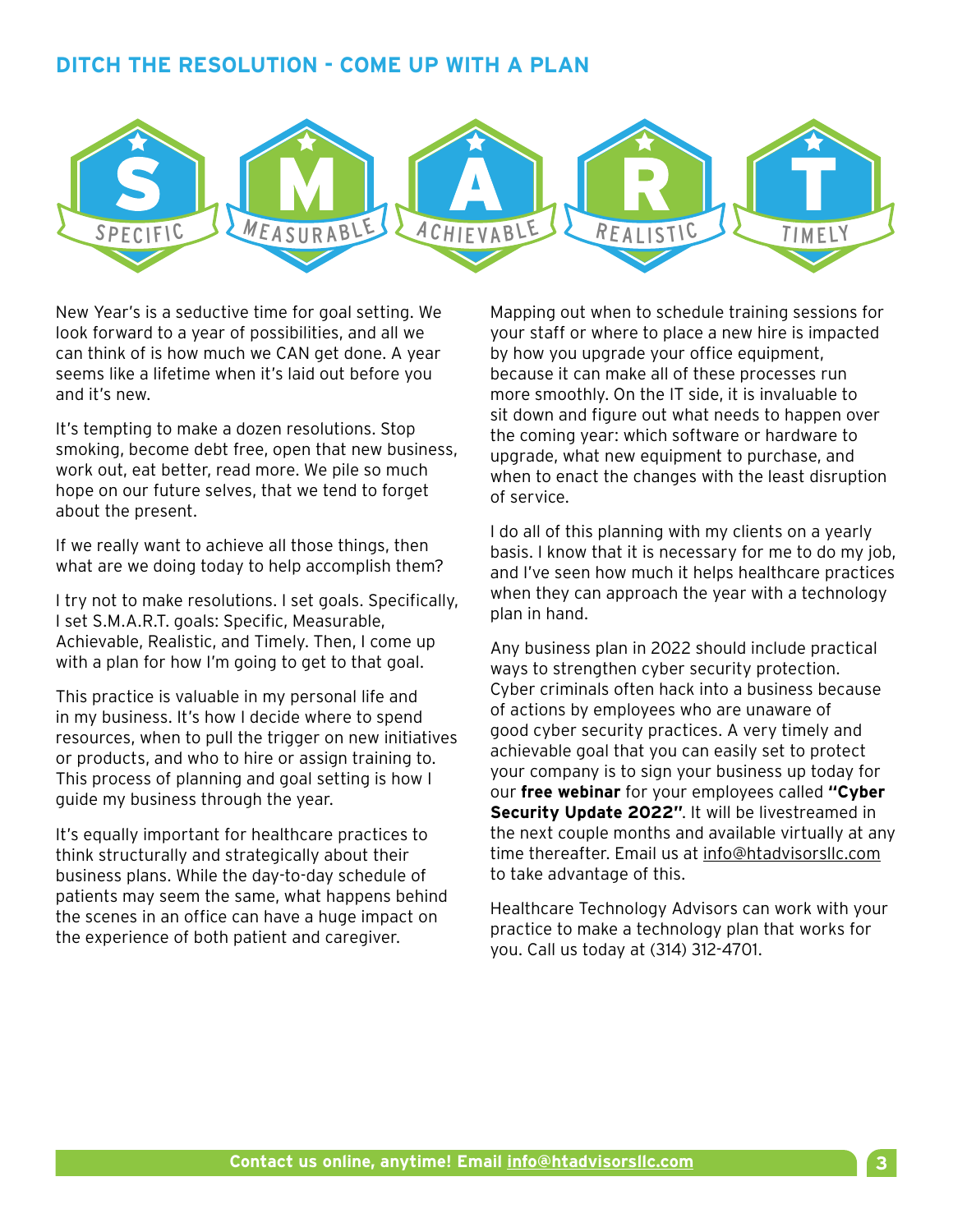## DITCH THE RESOLUTION - COME UP WITH A PLAN

S SPECIFIC · M MEASURABLE · A ACHIEVABLE · R REALISTIC · T TIMELY

New Year's is a seductive time for goal setting. We look forward to a year of possibilities, and all we can think of is how much we CAN get done. A year seems like a lifetime when it's laid out before you and it's new.

It's tempting to make a dozen resolutions. Stop smoking, become debt free, open that new business, work out, eat better, read more. We pile so much hope on our future selves, that we tend to forget about the present.

If we really want to achieve all those things, then what are we doing today to help accomplish them?

I try not to make resolutions. I set goals. Specifically, I set S.M.A.R.T. goals: Specific, Measurable, Achievable, Realistic, and Timely. Then, I come up with a plan for how I'm going to get to that goal.

This practice is valuable in my personal life and in my business. It's how I decide where to spend resources, when to pull the trigger on new initiatives or products, and who to hire or assign training to. This process of planning and goal setting is how I guide my business through the year.

It's equally important for healthcare practices to think structurally and strategically about their business plans. While the day-to-day schedule of patients may seem the same, what happens behind the scenes in an office can have a huge impact on the experience of both patient and caregiver.

Mapping out when to schedule training sessions for your staff or where to place a new hire is impacted by how you upgrade your office equipment, because it can make all of these processes run more smoothly. On the IT side, it is invaluable to sit down and figure out what needs to happen over the coming year: which software or hardware to upgrade, what new equipment to purchase, and when to enact the changes with the least disruption of service.

I do all of this planning with my clients on a yearly basis. I know that it is necessary for me to do my job, and I've seen how much it helps healthcare practices when they can approach the year with a technology plan in hand.

Any business plan in 2022 should include practical ways to strengthen cyber security protection. Cyber criminals often hack into a business because of actions by employees who are unaware of good cyber security practices. A very timely and achievable goal that you can easily set to protect your company is to sign your business up today for our **free webinar** for your employees called **"Cyber Security Update 2022"**. It will be livestreamed in the next couple months and available virtually at any time thereafter. Email us at info@htadvisorsllc.com to take advantage of this.

Healthcare Technology Advisors can work with your practice to make a technology plan that works for you. Call us today at (314) 312-4701.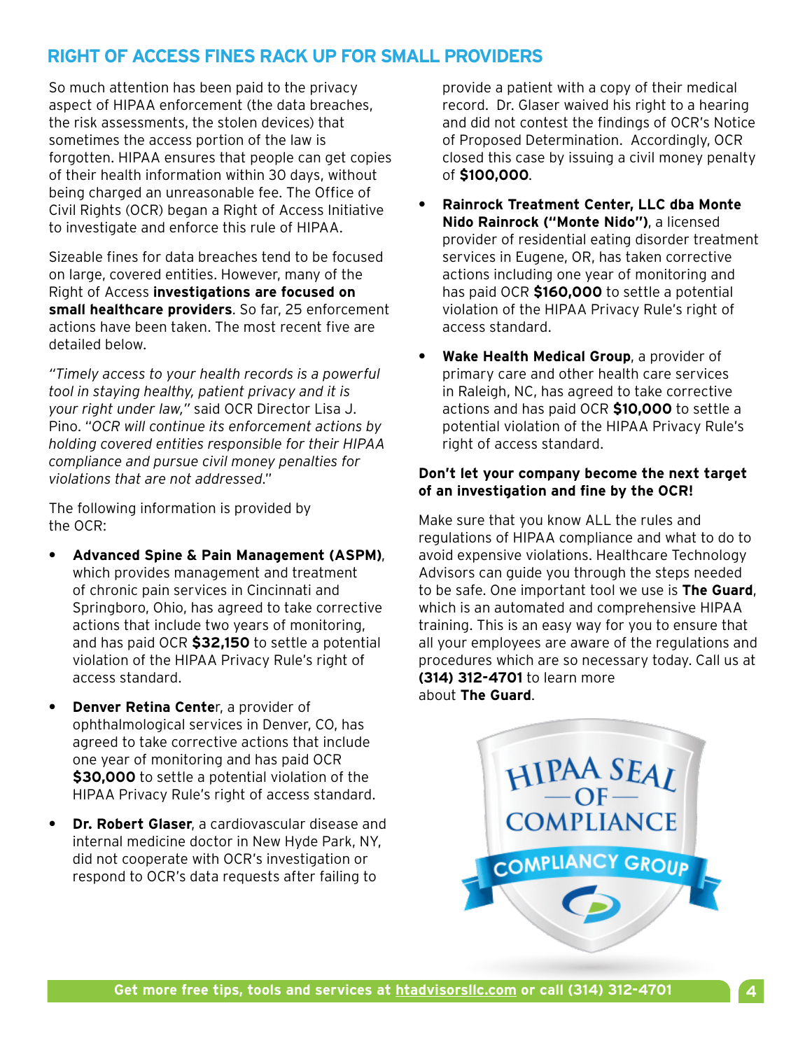## RIGHT OF ACCESS FINES RACK UP FOR SMALL PROVIDERS

So much attention has been paid to the privacy aspect of HIPAA enforcement (the data breaches, the risk assessments, the stolen devices) that sometimes the access portion of the law is forgotten. HIPAA ensures that people can get copies of their health information within 30 days, without being charged an unreasonable fee. The Office of Civil Rights (OCR) began a Right of Access Initiative to investigate and enforce this rule of HIPAA.

Sizeable fines for data breaches tend to be focused on large, covered entities. However, many of the Right of Access **investigations are focused on small healthcare providers**. So far, 25 enforcement actions have been taken. The most recent five are detailed below.

*"Timely access to your health records is a powerful tool in staying healthy, patient privacy and it is your right under law,"* said OCR Director Lisa J. Pino. *"OCR will continue its enforcement actions by holding covered entities responsible for their HIPAA compliance and pursue civil money penalties for violations that are not addressed."*

The following information is provided by the OCR:

- **Advanced Spine & Pain Management (ASPM)**, which provides management and treatment of chronic pain services in Cincinnati and Springboro, Ohio, has agreed to take corrective actions that include two years of monitoring, and has paid OCR **$32,150** to settle a potential violation of the HIPAA Privacy Rule's right of access standard.
- **Denver Retina Cente**r, a provider of ophthalmological services in Denver, CO, has agreed to take corrective actions that include one year of monitoring and has paid OCR **$30,000** to settle a potential violation of the HIPAA Privacy Rule's right of access standard.
- **Dr. Robert Glaser**, a cardiovascular disease and internal medicine doctor in New Hyde Park, NY, did not cooperate with OCR's investigation or respond to OCR's data requests after failing to provide a patient with a copy of their medical record. Dr. Glaser waived his right to a hearing and did not contest the findings of OCR's Notice of Proposed Determination. Accordingly, OCR closed this case by issuing a civil money penalty of **$100,000**.
- **Rainrock Treatment Center, LLC dba Monte Nido Rainrock ("Monte Nido")**, a licensed provider of residential eating disorder treatment services in Eugene, OR, has taken corrective actions including one year of monitoring and has paid OCR **$160,000** to settle a potential violation of the HIPAA Privacy Rule's right of access standard.
- **Wake Health Medical Group**, a provider of primary care and other health care services in Raleigh, NC, has agreed to take corrective actions and has paid OCR **$10,000** to settle a potential violation of the HIPAA Privacy Rule's right of access standard.

**Don't let your company become the next target of an investigation and fine by the OCR!**

Make sure that you know ALL the rules and regulations of HIPAA compliance and what to do to avoid expensive violations. Healthcare Technology Advisors can guide you through the steps needed to be safe. One important tool we use is **The Guard**, which is an automated and comprehensive HIPAA training. This is an easy way for you to ensure that all your employees are aware of the regulations and procedures which are so necessary today. Call us at **(314) 312-4701** to learn more about **The Guard**.

HIPAA SEAL OF COMPLIANCE

COMPLIANCY GROUP

**Get more free tips, tools and services at htadvisorsllc.com or call (314) 312-4701**